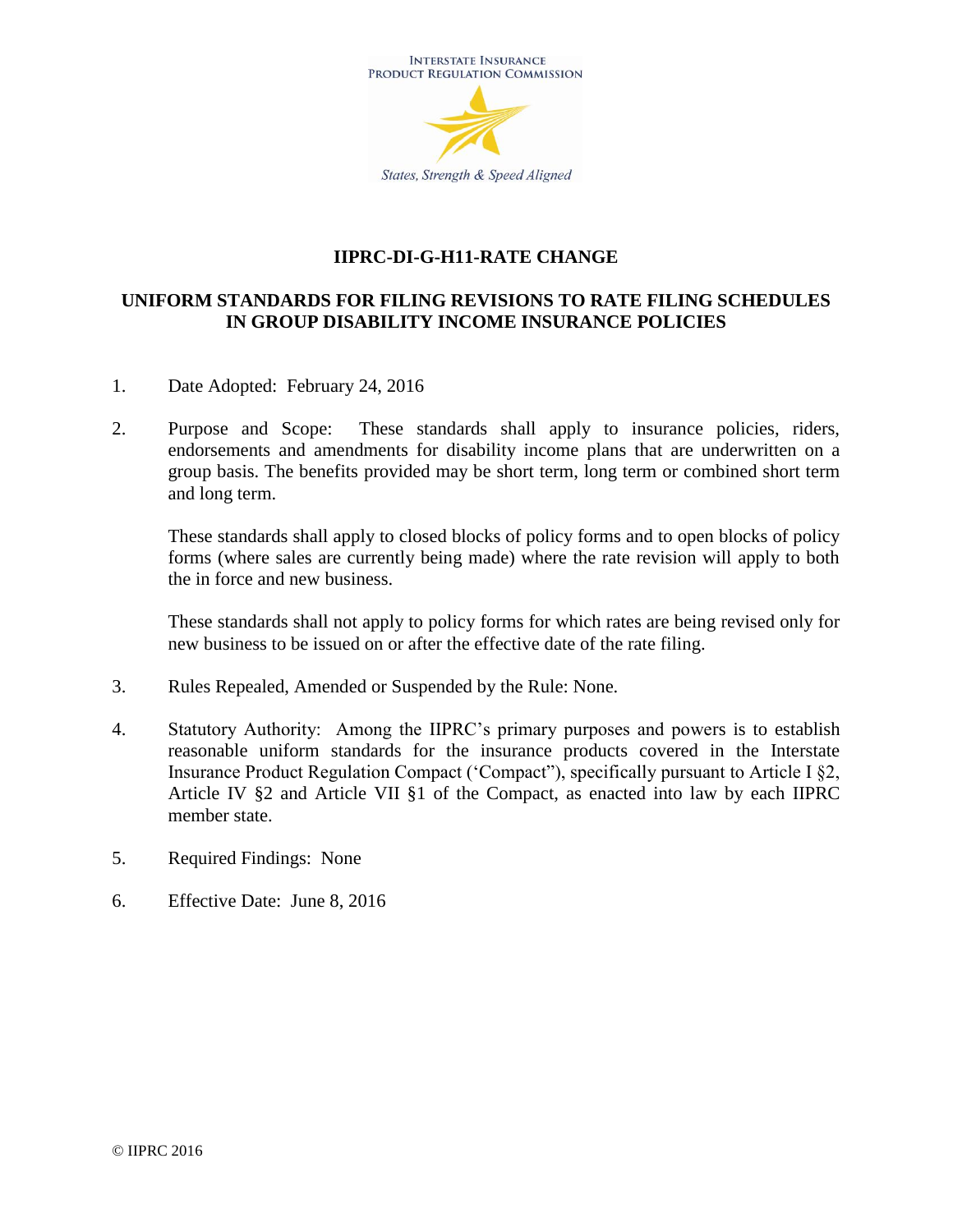INTERSTATE INSURANCE PRODUCT REGULATION COMMISSION

*States, Strength & Speed Aligned*

# IIPRC-DI-G-H11-RATE CHANGE

## UNIFORM STANDARDS FOR FILING REVISIONS TO RATE FILING SCHEDULES IN GROUP DISABILITY INCOME INSURANCE POLICIES

1. Date Adopted: February 24, 2016

2. Purpose and Scope: These standards shall apply to insurance policies, riders, endorsements and amendments for disability income plans that are underwritten on a group basis. The benefits provided may be short term, long term or combined short term and long term.

   These standards shall apply to closed blocks of policy forms and to open blocks of policy forms (where sales are currently being made) where the rate revision will apply to both the in force and new business.

   These standards shall not apply to policy forms for which rates are being revised only for new business to be issued on or after the effective date of the rate filing.

3. Rules Repealed, Amended or Suspended by the Rule: None.

4. Statutory Authority: Among the IIPRC's primary purposes and powers is to establish reasonable uniform standards for the insurance products covered in the Interstate Insurance Product Regulation Compact ('Compact"), specifically pursuant to Article I §2, Article IV §2 and Article VII §1 of the Compact, as enacted into law by each IIPRC member state.

5. Required Findings: None

6. Effective Date: June 8, 2016

© IIPRC 2016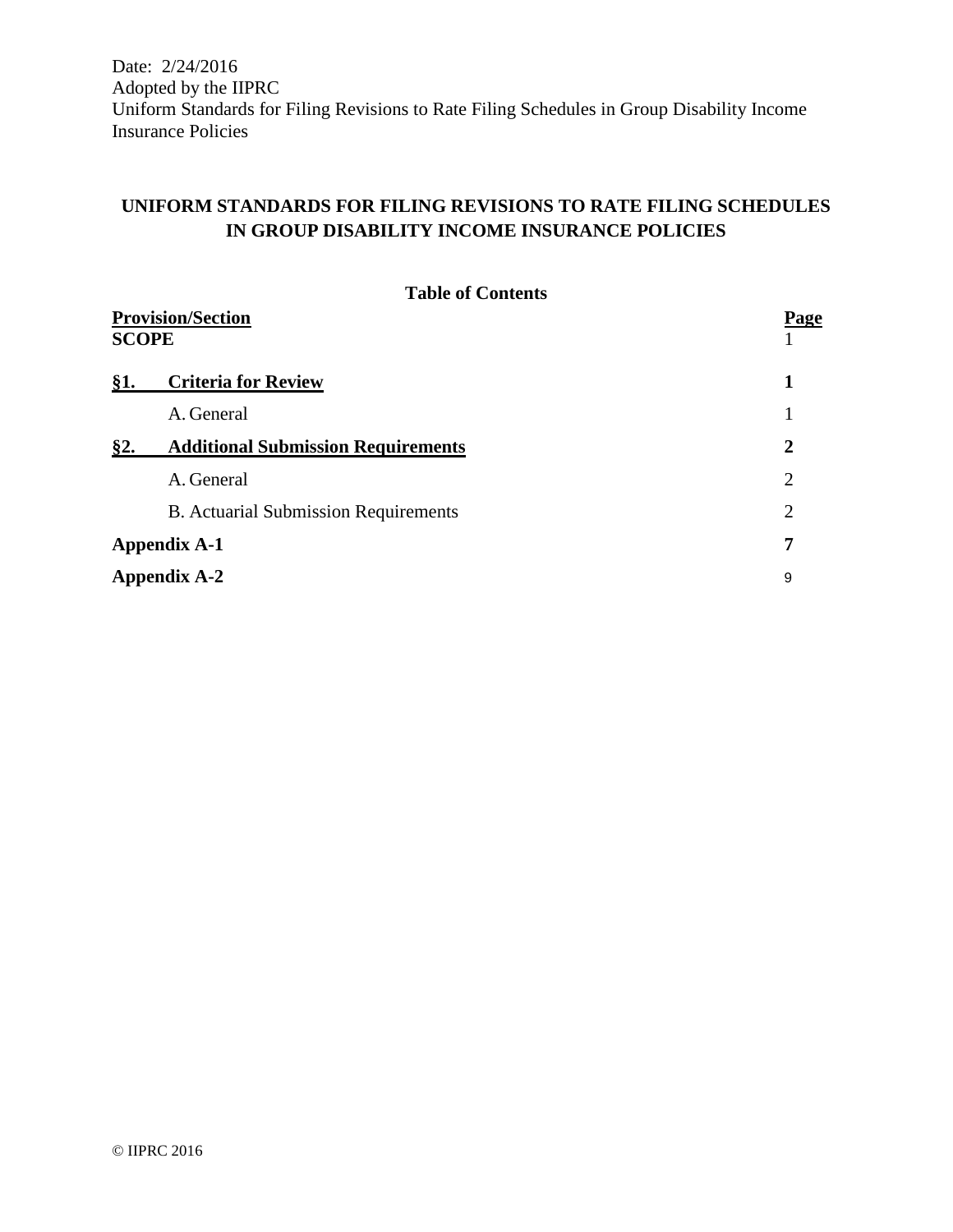Date: 2/24/2016
Adopted by the IIPRC
Uniform Standards for Filing Revisions to Rate Filing Schedules in Group Disability Income Insurance Policies

# UNIFORM STANDARDS FOR FILING REVISIONS TO RATE FILING SCHEDULES IN GROUP DISABILITY INCOME INSURANCE POLICIES

**Table of Contents**

| Provision/Section | Page |
|---|---|
| **SCOPE** | 1 |
| **§1. Criteria for Review** | **1** |
| A. General | 1 |
| **§2. Additional Submission Requirements** | **2** |
| A. General | 2 |
| B. Actuarial Submission Requirements | 2 |
| **Appendix A-1** | **7** |
| **Appendix A-2** | 9 |

© IIPRC 2016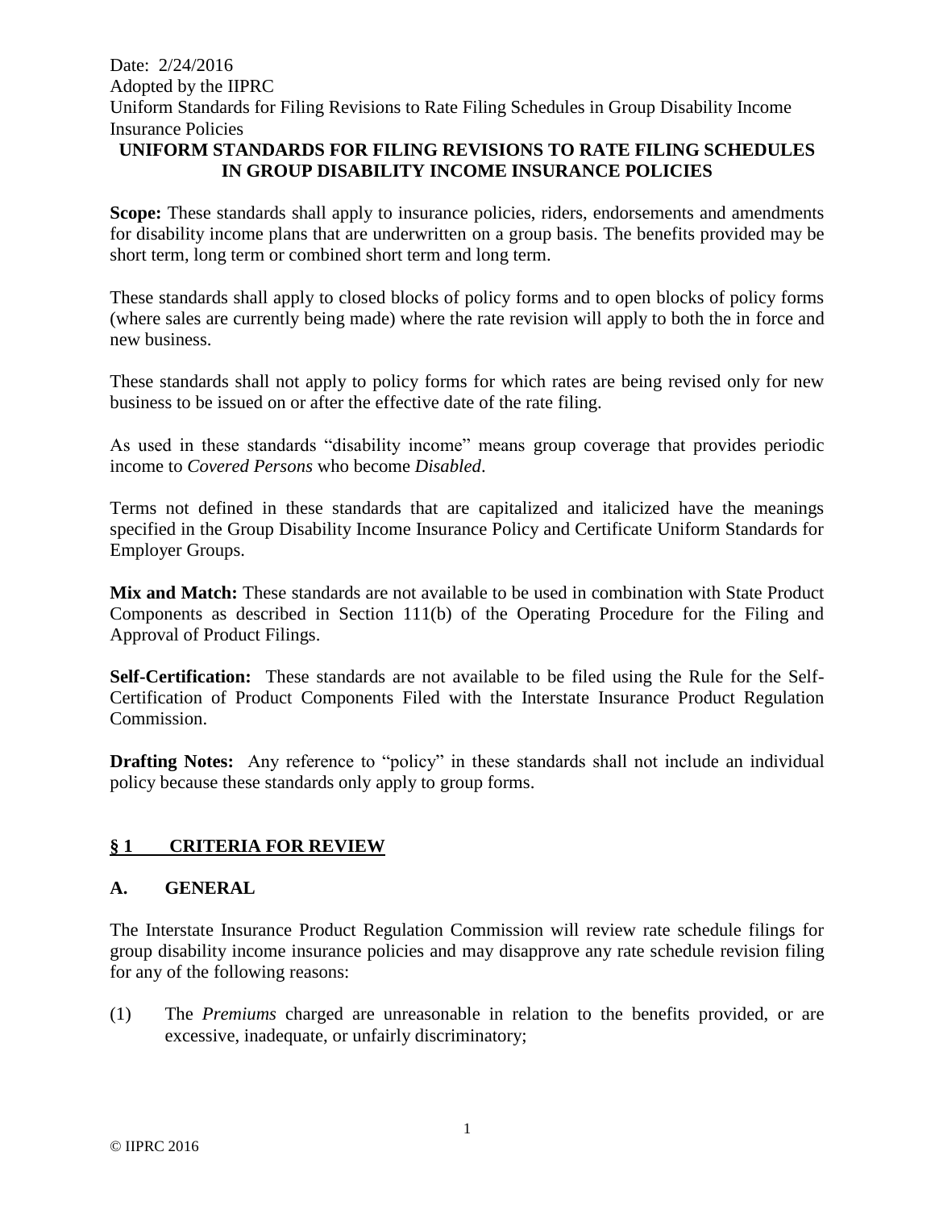**UNIFORM STANDARDS FOR FILING REVISIONS TO RATE FILING SCHEDULES IN GROUP DISABILITY INCOME INSURANCE POLICIES**

**Scope:** These standards shall apply to insurance policies, riders, endorsements and amendments for disability income plans that are underwritten on a group basis. The benefits provided may be short term, long term or combined short term and long term.

These standards shall apply to closed blocks of policy forms and to open blocks of policy forms (where sales are currently being made) where the rate revision will apply to both the in force and new business.

These standards shall not apply to policy forms for which rates are being revised only for new business to be issued on or after the effective date of the rate filing.

As used in these standards "disability income" means group coverage that provides periodic income to *Covered Persons* who become *Disabled*.

Terms not defined in these standards that are capitalized and italicized have the meanings specified in the Group Disability Income Insurance Policy and Certificate Uniform Standards for Employer Groups.

**Mix and Match:** These standards are not available to be used in combination with State Product Components as described in Section 111(b) of the Operating Procedure for the Filing and Approval of Product Filings.

**Self-Certification:** These standards are not available to be filed using the Rule for the Self-Certification of Product Components Filed with the Interstate Insurance Product Regulation Commission.

**Drafting Notes:** Any reference to "policy" in these standards shall not include an individual policy because these standards only apply to group forms.

## § 1 CRITERIA FOR REVIEW

### A. GENERAL

The Interstate Insurance Product Regulation Commission will review rate schedule filings for group disability income insurance policies and may disapprove any rate schedule revision filing for any of the following reasons:

(1) The *Premiums* charged are unreasonable in relation to the benefits provided, or are excessive, inadequate, or unfairly discriminatory;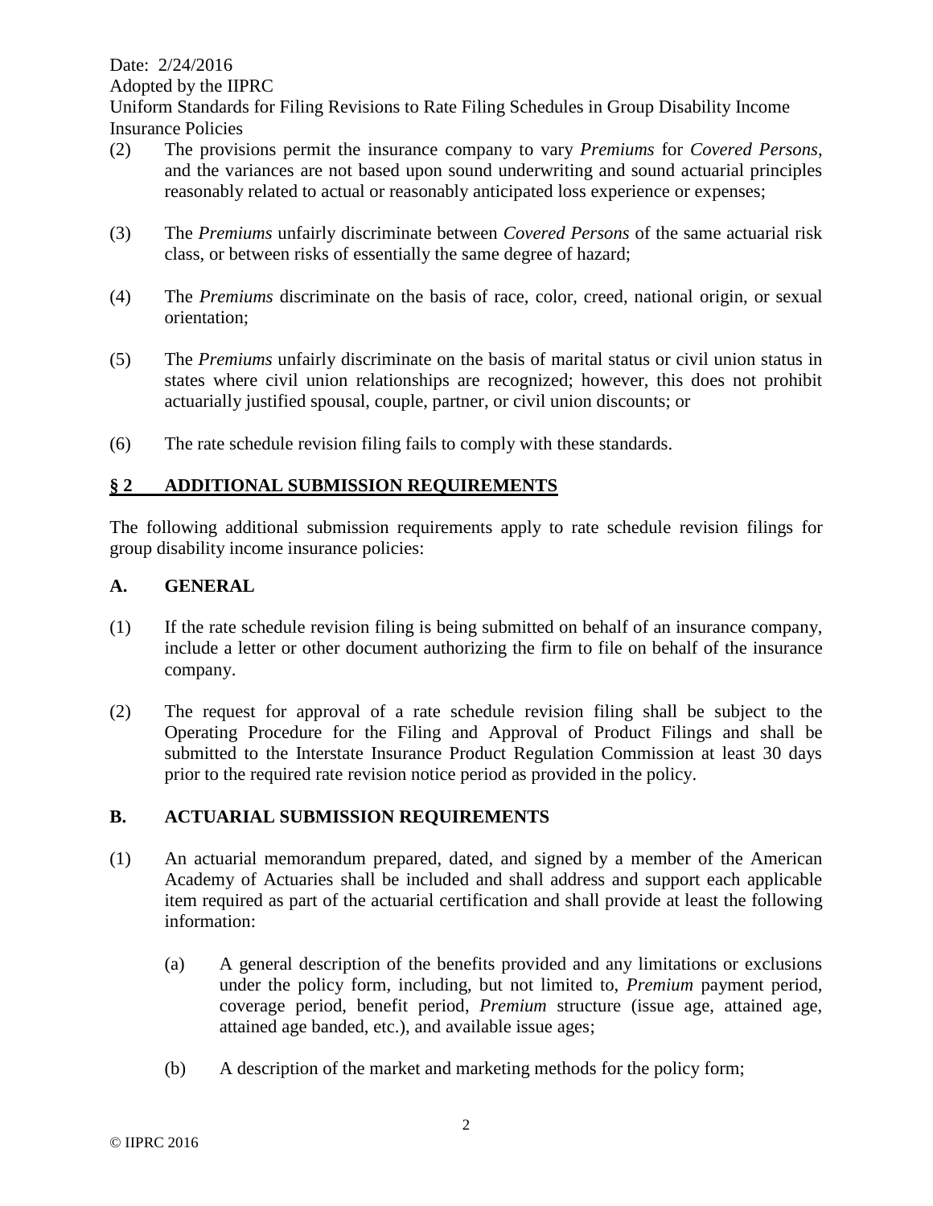(2) The provisions permit the insurance company to vary *Premiums* for *Covered Persons*, and the variances are not based upon sound underwriting and sound actuarial principles reasonably related to actual or reasonably anticipated loss experience or expenses;

(3) The *Premiums* unfairly discriminate between *Covered Persons* of the same actuarial risk class, or between risks of essentially the same degree of hazard;

(4) The *Premiums* discriminate on the basis of race, color, creed, national origin, or sexual orientation;

(5) The *Premiums* unfairly discriminate on the basis of marital status or civil union status in states where civil union relationships are recognized; however, this does not prohibit actuarially justified spousal, couple, partner, or civil union discounts; or

(6) The rate schedule revision filing fails to comply with these standards.

## § 2 ADDITIONAL SUBMISSION REQUIREMENTS

The following additional submission requirements apply to rate schedule revision filings for group disability income insurance policies:

### A. GENERAL

(1) If the rate schedule revision filing is being submitted on behalf of an insurance company, include a letter or other document authorizing the firm to file on behalf of the insurance company.

(2) The request for approval of a rate schedule revision filing shall be subject to the Operating Procedure for the Filing and Approval of Product Filings and shall be submitted to the Interstate Insurance Product Regulation Commission at least 30 days prior to the required rate revision notice period as provided in the policy.

### B. ACTUARIAL SUBMISSION REQUIREMENTS

(1) An actuarial memorandum prepared, dated, and signed by a member of the American Academy of Actuaries shall be included and shall address and support each applicable item required as part of the actuarial certification and shall provide at least the following information:

   (a) A general description of the benefits provided and any limitations or exclusions under the policy form, including, but not limited to, *Premium* payment period, coverage period, benefit period, *Premium* structure (issue age, attained age, attained age banded, etc.), and available issue ages;

   (b) A description of the market and marketing methods for the policy form;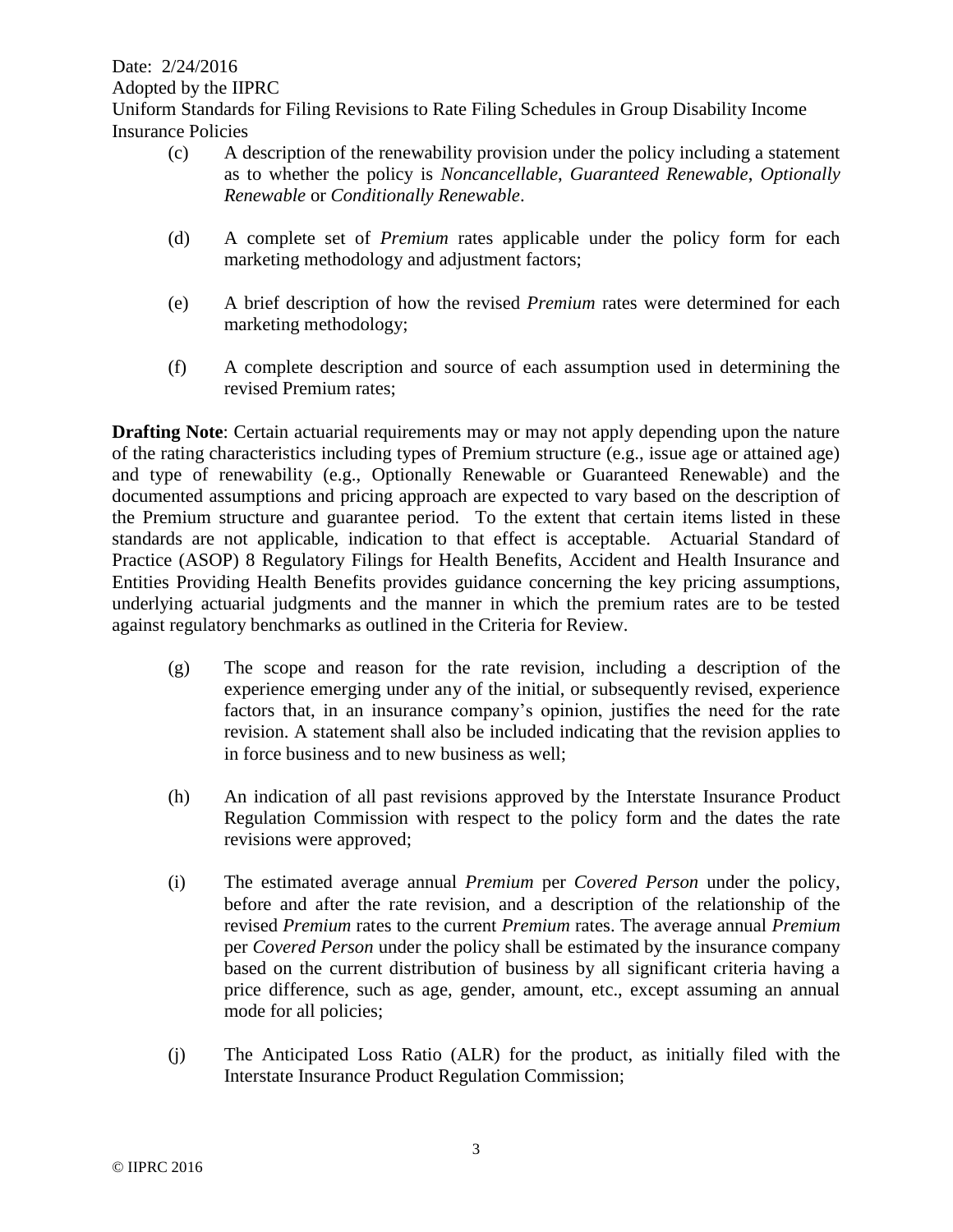(c) A description of the renewability provision under the policy including a statement as to whether the policy is *Noncancellable*, *Guaranteed Renewable*, *Optionally Renewable* or *Conditionally Renewable*.

(d) A complete set of *Premium* rates applicable under the policy form for each marketing methodology and adjustment factors;

(e) A brief description of how the revised *Premium* rates were determined for each marketing methodology;

(f) A complete description and source of each assumption used in determining the revised Premium rates;

**Drafting Note**: Certain actuarial requirements may or may not apply depending upon the nature of the rating characteristics including types of Premium structure (e.g., issue age or attained age) and type of renewability (e.g., Optionally Renewable or Guaranteed Renewable) and the documented assumptions and pricing approach are expected to vary based on the description of the Premium structure and guarantee period. To the extent that certain items listed in these standards are not applicable, indication to that effect is acceptable. Actuarial Standard of Practice (ASOP) 8 Regulatory Filings for Health Benefits, Accident and Health Insurance and Entities Providing Health Benefits provides guidance concerning the key pricing assumptions, underlying actuarial judgments and the manner in which the premium rates are to be tested against regulatory benchmarks as outlined in the Criteria for Review.

(g) The scope and reason for the rate revision, including a description of the experience emerging under any of the initial, or subsequently revised, experience factors that, in an insurance company's opinion, justifies the need for the rate revision. A statement shall also be included indicating that the revision applies to in force business and to new business as well;

(h) An indication of all past revisions approved by the Interstate Insurance Product Regulation Commission with respect to the policy form and the dates the rate revisions were approved;

(i) The estimated average annual *Premium* per *Covered Person* under the policy, before and after the rate revision, and a description of the relationship of the revised *Premium* rates to the current *Premium* rates. The average annual *Premium* per *Covered Person* under the policy shall be estimated by the insurance company based on the current distribution of business by all significant criteria having a price difference, such as age, gender, amount, etc., except assuming an annual mode for all policies;

(j) The Anticipated Loss Ratio (ALR) for the product, as initially filed with the Interstate Insurance Product Regulation Commission;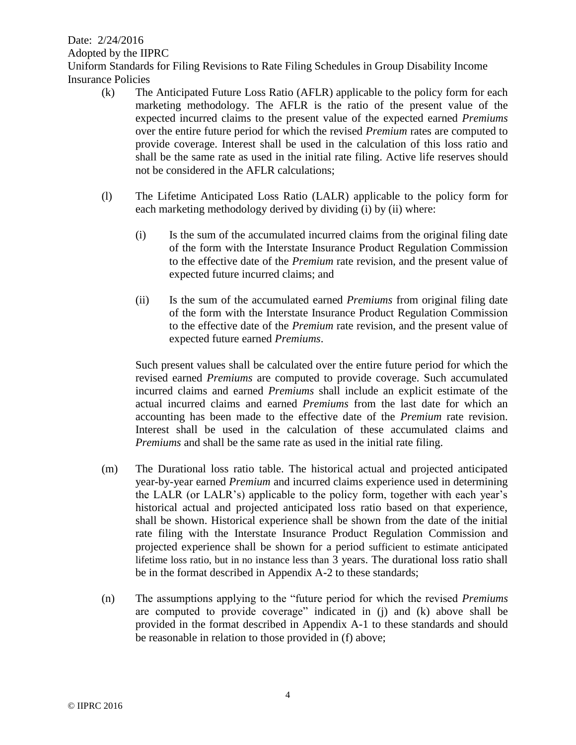(k) The Anticipated Future Loss Ratio (AFLR) applicable to the policy form for each marketing methodology. The AFLR is the ratio of the present value of the expected incurred claims to the present value of the expected earned *Premiums* over the entire future period for which the revised *Premium* rates are computed to provide coverage. Interest shall be used in the calculation of this loss ratio and shall be the same rate as used in the initial rate filing. Active life reserves should not be considered in the AFLR calculations;

(l) The Lifetime Anticipated Loss Ratio (LALR) applicable to the policy form for each marketing methodology derived by dividing (i) by (ii) where:

(i) Is the sum of the accumulated incurred claims from the original filing date of the form with the Interstate Insurance Product Regulation Commission to the effective date of the *Premium* rate revision, and the present value of expected future incurred claims; and

(ii) Is the sum of the accumulated earned *Premiums* from original filing date of the form with the Interstate Insurance Product Regulation Commission to the effective date of the *Premium* rate revision, and the present value of expected future earned *Premiums*.

Such present values shall be calculated over the entire future period for which the revised earned *Premiums* are computed to provide coverage. Such accumulated incurred claims and earned *Premiums* shall include an explicit estimate of the actual incurred claims and earned *Premiums* from the last date for which an accounting has been made to the effective date of the *Premium* rate revision. Interest shall be used in the calculation of these accumulated claims and *Premiums* and shall be the same rate as used in the initial rate filing.

(m) The Durational loss ratio table. The historical actual and projected anticipated year-by-year earned *Premium* and incurred claims experience used in determining the LALR (or LALR's) applicable to the policy form, together with each year's historical actual and projected anticipated loss ratio based on that experience, shall be shown. Historical experience shall be shown from the date of the initial rate filing with the Interstate Insurance Product Regulation Commission and projected experience shall be shown for a period sufficient to estimate anticipated lifetime loss ratio, but in no instance less than 3 years. The durational loss ratio shall be in the format described in Appendix A-2 to these standards;

(n) The assumptions applying to the "future period for which the revised *Premiums* are computed to provide coverage" indicated in (j) and (k) above shall be provided in the format described in Appendix A-1 to these standards and should be reasonable in relation to those provided in (f) above;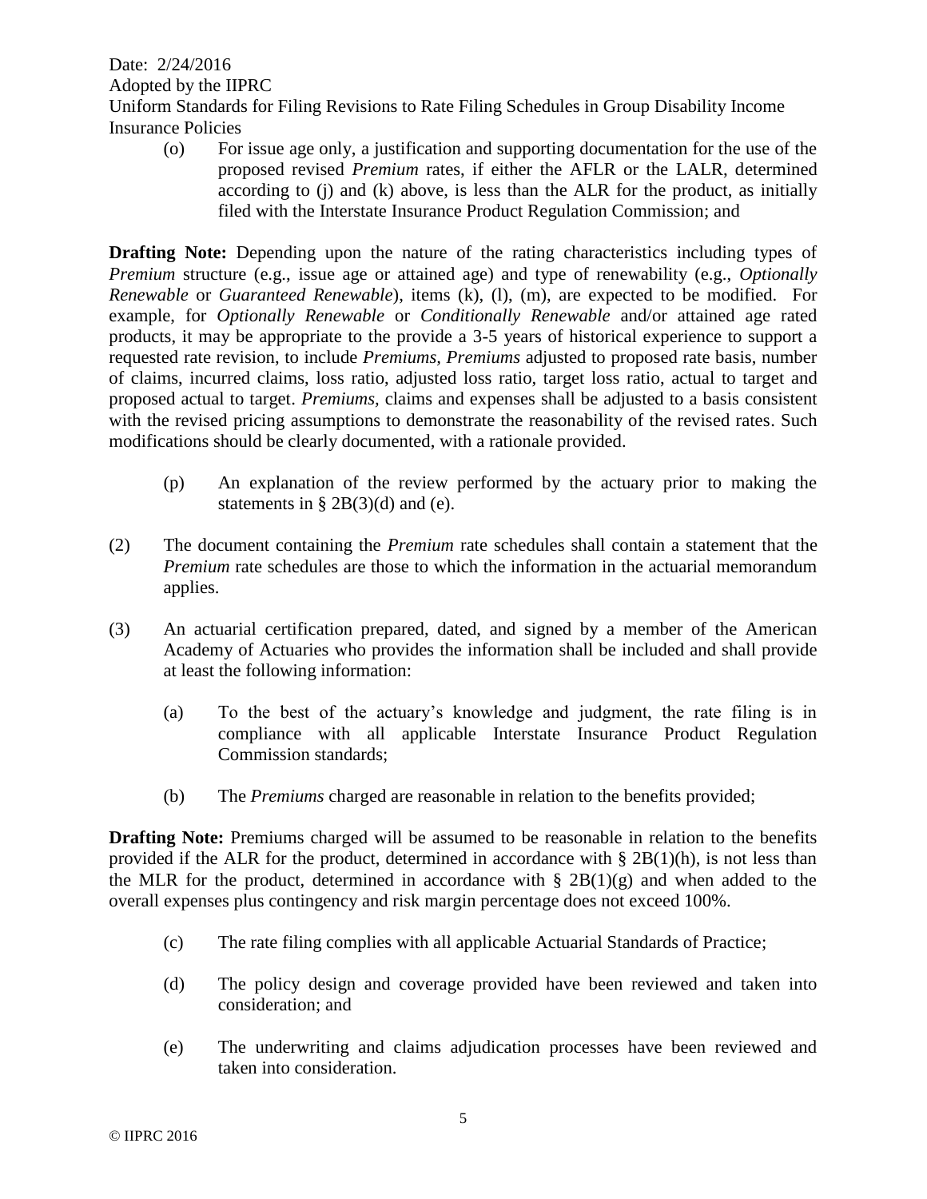(o) For issue age only, a justification and supporting documentation for the use of the proposed revised *Premium* rates, if either the AFLR or the LALR, determined according to (j) and (k) above, is less than the ALR for the product, as initially filed with the Interstate Insurance Product Regulation Commission; and

**Drafting Note:** Depending upon the nature of the rating characteristics including types of *Premium* structure (e.g., issue age or attained age) and type of renewability (e.g., *Optionally Renewable* or *Guaranteed Renewable*), items (k), (l), (m), are expected to be modified. For example, for *Optionally Renewable* or *Conditionally Renewable* and/or attained age rated products, it may be appropriate to the provide a 3-5 years of historical experience to support a requested rate revision, to include *Premiums, Premiums* adjusted to proposed rate basis, number of claims, incurred claims, loss ratio, adjusted loss ratio, target loss ratio, actual to target and proposed actual to target. *Premiums,* claims and expenses shall be adjusted to a basis consistent with the revised pricing assumptions to demonstrate the reasonability of the revised rates. Such modifications should be clearly documented, with a rationale provided.

(p) An explanation of the review performed by the actuary prior to making the statements in § 2B(3)(d) and (e).

(2) The document containing the *Premium* rate schedules shall contain a statement that the *Premium* rate schedules are those to which the information in the actuarial memorandum applies.

(3) An actuarial certification prepared, dated, and signed by a member of the American Academy of Actuaries who provides the information shall be included and shall provide at least the following information:

(a) To the best of the actuary's knowledge and judgment, the rate filing is in compliance with all applicable Interstate Insurance Product Regulation Commission standards;

(b) The *Premiums* charged are reasonable in relation to the benefits provided;

**Drafting Note:** Premiums charged will be assumed to be reasonable in relation to the benefits provided if the ALR for the product, determined in accordance with § 2B(1)(h), is not less than the MLR for the product, determined in accordance with § 2B(1)(g) and when added to the overall expenses plus contingency and risk margin percentage does not exceed 100%.

(c) The rate filing complies with all applicable Actuarial Standards of Practice;

(d) The policy design and coverage provided have been reviewed and taken into consideration; and

(e) The underwriting and claims adjudication processes have been reviewed and taken into consideration.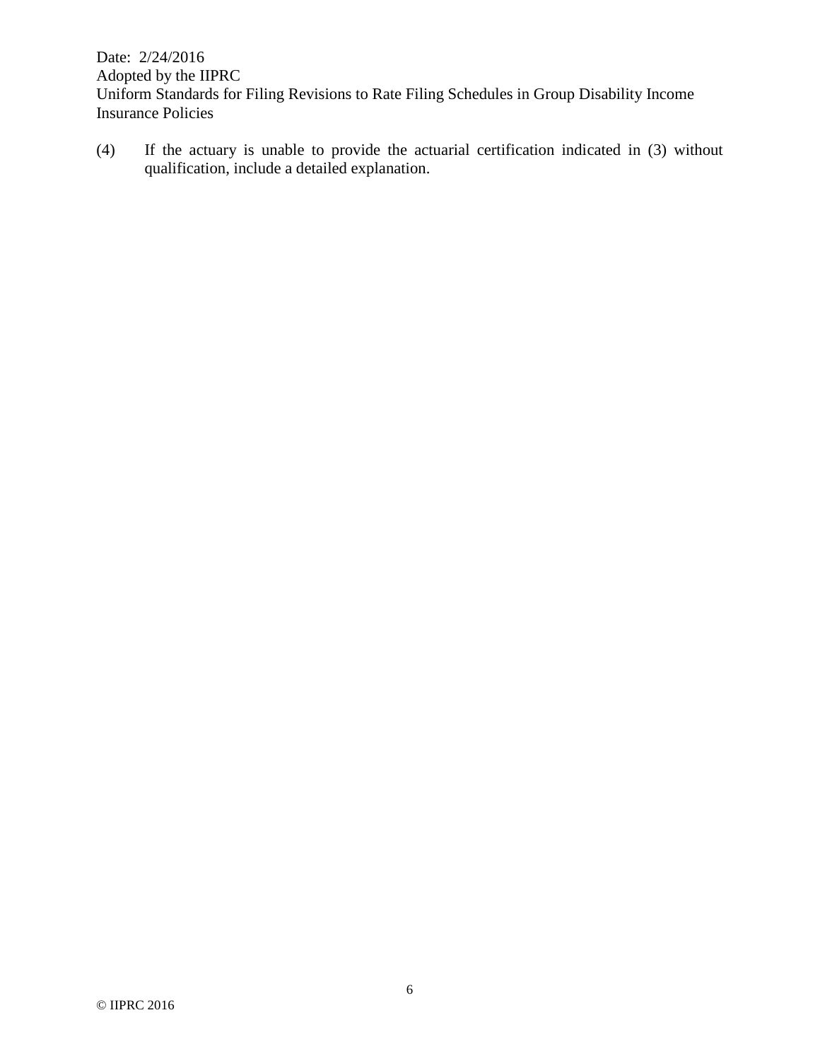(4) If the actuary is unable to provide the actuarial certification indicated in (3) without qualification, include a detailed explanation.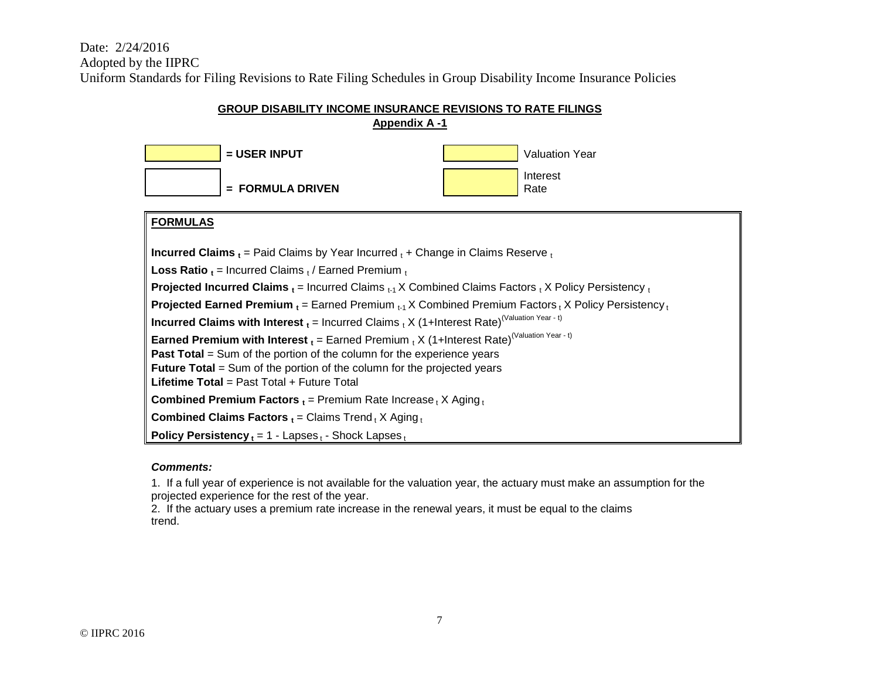Date: 2/24/2016
Adopted by the IIPRC
Uniform Standards for Filing Revisions to Rate Filing Schedules in Group Disability Income Insurance Policies

## GROUP DISABILITY INCOME INSURANCE REVISIONS TO RATE FILINGS

### Appendix A -1

| | |
|---|---|
| = USER INPUT | Valuation Year |
| = FORMULA DRIVEN | Interest Rate |

**FORMULAS**

**Incurred Claims $_t$** = Paid Claims by Year Incurred $_t$ + Change in Claims Reserve $_t$

**Loss Ratio $_t$** = Incurred Claims $_t$ / Earned Premium $_t$

**Projected Incurred Claims $_t$** = Incurred Claims $_{t-1}$ X Combined Claims Factors $_t$ X Policy Persistency $_t$

**Projected Earned Premium $_t$** = Earned Premium $_{t-1}$ X Combined Premium Factors $_t$ X Policy Persistency $_t$

**Incurred Claims with Interest $_t$** = Incurred Claims $_t$ X (1+Interest Rate)$^{(\text{Valuation Year - t})}$

**Earned Premium with Interest $_t$** = Earned Premium $_t$ X (1+Interest Rate)$^{(\text{Valuation Year - t})}$

**Past Total** = Sum of the portion of the column for the experience years

**Future Total** = Sum of the portion of the column for the projected years

**Lifetime Total** = Past Total + Future Total

**Combined Premium Factors $_t$** = Premium Rate Increase $_t$ X Aging $_t$

**Combined Claims Factors $_t$** = Claims Trend $_t$ X Aging $_t$

**Policy Persistency $_t$** = 1 - Lapses $_t$ - Shock Lapses $_t$

***Comments:***

1. If a full year of experience is not available for the valuation year, the actuary must make an assumption for the projected experience for the rest of the year.
2. If the actuary uses a premium rate increase in the renewal years, it must be equal to the claims trend.

© IIPRC 2016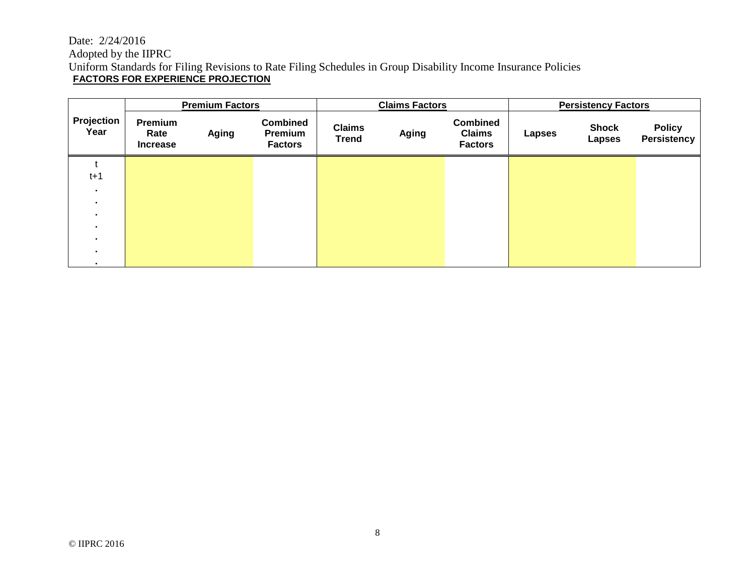Date: 2/24/2016

Adopted by the IIPRC

Uniform Standards for Filing Revisions to Rate Filing Schedules in Group Disability Income Insurance Policies

**FACTORS FOR EXPERIENCE PROJECTION**

| | **Premium Factors** | | | **Claims Factors** | | | **Persistency Factors** | | |
|---|---|---|---|---|---|---|---|---|---|
| **Projection Year** | **Premium Rate Increase** | **Aging** | **Combined Premium Factors** | **Claims Trend** | **Aging** | **Combined Claims Factors** | **Lapses** | **Shock Lapses** | **Policy Persistency** |
| t | | | | | | | | | |
| t+1 | | | | | | | | | |
| . | | | | | | | | | |
| . | | | | | | | | | |
| . | | | | | | | | | |
| . | | | | | | | | | |
| . | | | | | | | | | |
| . | | | | | | | | | |
| . | | | | | | | | | |

© IIPRC 2016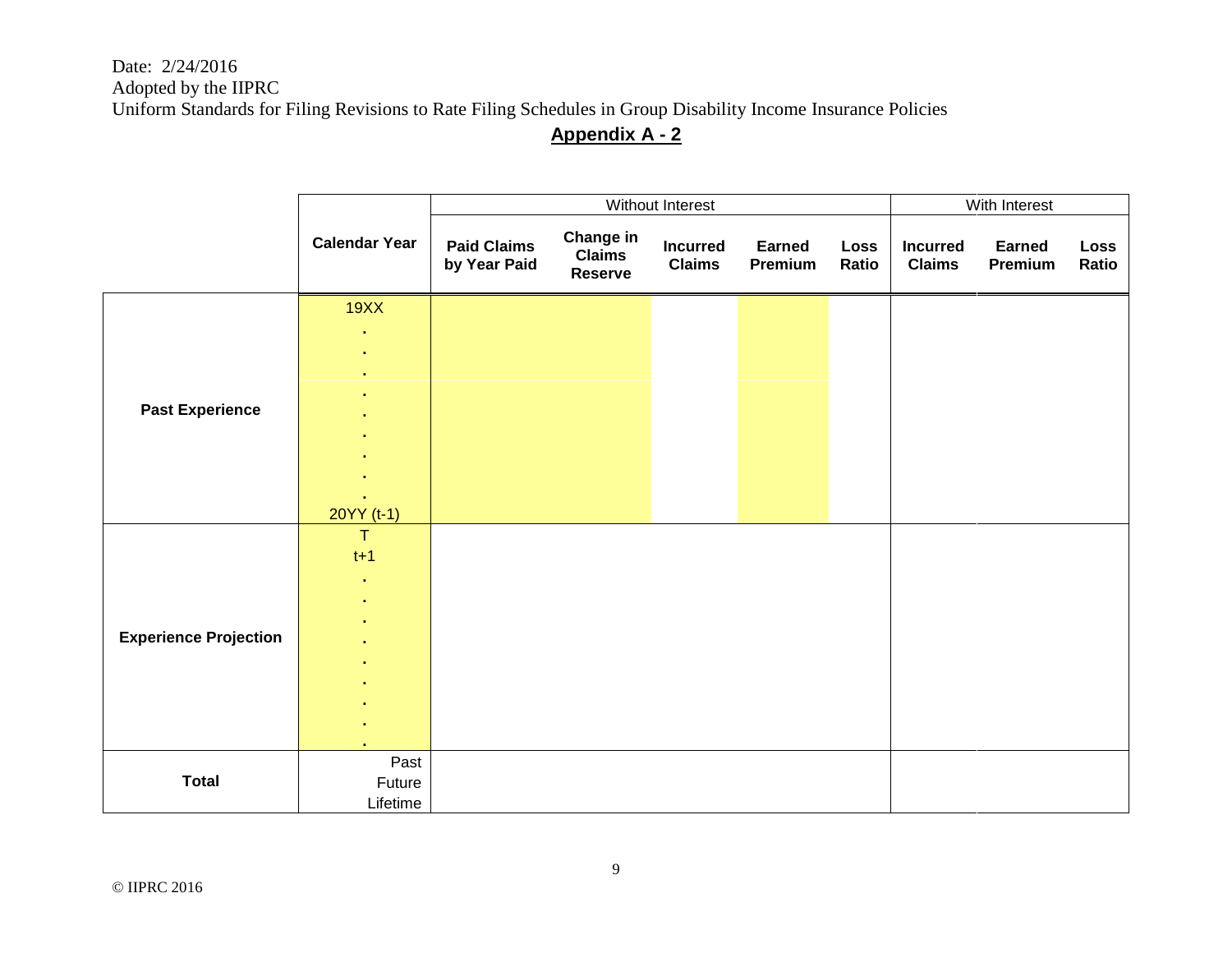Date: 2/24/2016

Adopted by the IIPRC

Uniform Standards for Filing Revisions to Rate Filing Schedules in Group Disability Income Insurance Policies

## Appendix A - 2

| | | Without Interest | | | | | With Interest | | |
|---|---|---|---|---|---|---|---|---|---|
| | **Calendar Year** | **Paid Claims by Year Paid** | **Change in Claims Reserve** | **Incurred Claims** | **Earned Premium** | **Loss Ratio** | **Incurred Claims** | **Earned Premium** | **Loss Ratio** |
| **Past Experience** | 19XX | | | | | | | | |
| | . | | | | | | | | |
| | . | | | | | | | | |
| | . | | | | | | | | |
| | . | | | | | | | | |
| | . | | | | | | | | |
| | . | | | | | | | | |
| | . | | | | | | | | |
| | . | | | | | | | | |
| | . | | | | | | | | |
| | 20YY (t-1) | | | | | | | | |
| **Experience Projection** | T | | | | | | | | |
| | t+1 | | | | | | | | |
| | . | | | | | | | | |
| | . | | | | | | | | |
| | . | | | | | | | | |
| | . | | | | | | | | |
| | . | | | | | | | | |
| | . | | | | | | | | |
| | . | | | | | | | | |
| | . | | | | | | | | |
| | . | | | | | | | | |
| **Total** | Past | | | | | | | | |
| | Future | | | | | | | | |
| | Lifetime | | | | | | | | |

© IIPRC 2016